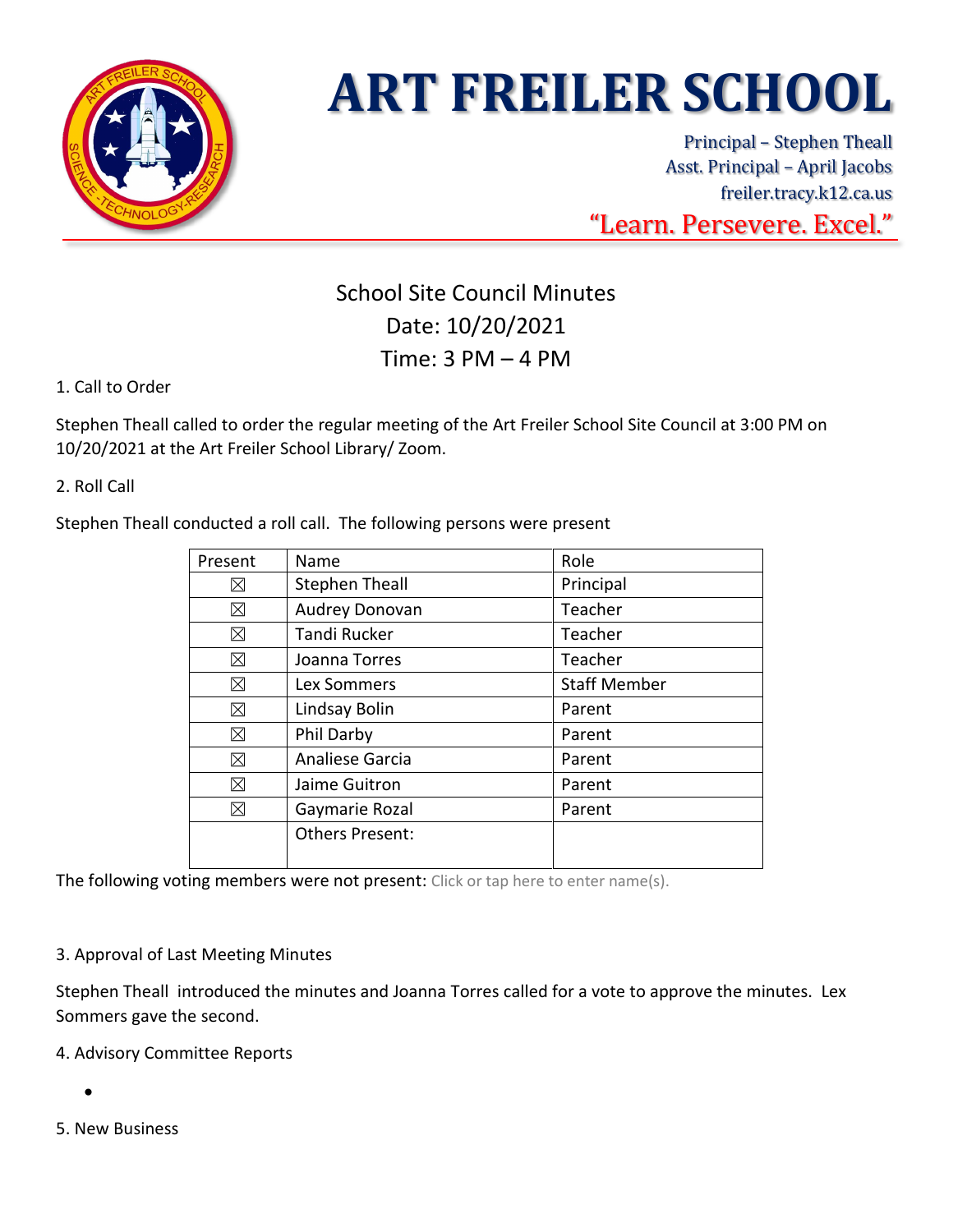# ART FREILER SCHOOL

Principal – Stephen Theall
Asst. Principal – April Jacobs
freiler.tracy.k12.ca.us

"Learn. Persevere. Excel."

## School Site Council Minutes
Date: 10/20/2021
Time: 3 PM – 4 PM

1. Call to Order

Stephen Theall called to order the regular meeting of the Art Freiler School Site Council at 3:00 PM on 10/20/2021 at the Art Freiler School Library/ Zoom.

2. Roll Call

Stephen Theall conducted a roll call. The following persons were present

| Present | Name | Role |
|---|---|---|
| ☒ | Stephen Theall | Principal |
| ☒ | Audrey Donovan | Teacher |
| ☒ | Tandi Rucker | Teacher |
| ☒ | Joanna Torres | Teacher |
| ☒ | Lex Sommers | Staff Member |
| ☒ | Lindsay Bolin | Parent |
| ☒ | Phil Darby | Parent |
| ☒ | Analiese Garcia | Parent |
| ☒ | Jaime Guitron | Parent |
| ☒ | Gaymarie Rozal | Parent |
| | Others Present: | |

The following voting members were not present: Click or tap here to enter name(s).

3. Approval of Last Meeting Minutes

Stephen Theall introduced the minutes and Joanna Torres called for a vote to approve the minutes. Lex Sommers gave the second.

4. Advisory Committee Reports

- 

5. New Business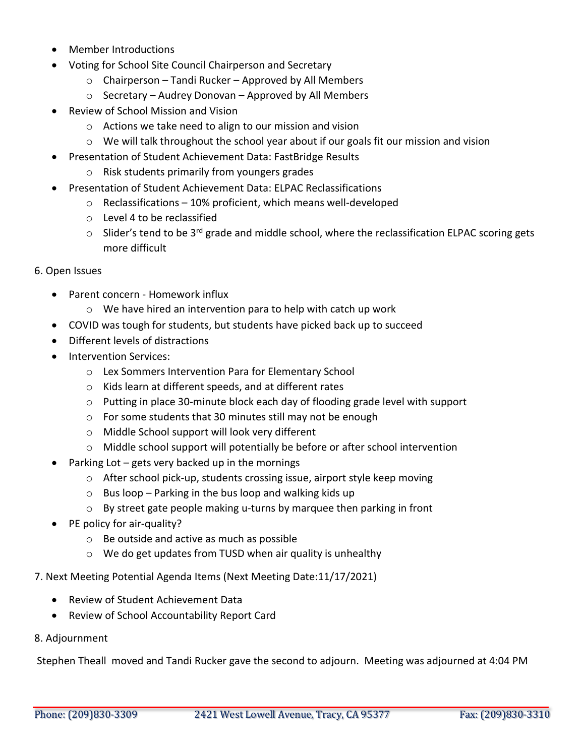- Member Introductions
- Voting for School Site Council Chairperson and Secretary
  - Chairperson – Tandi Rucker – Approved by All Members
  - Secretary – Audrey Donovan – Approved by All Members
- Review of School Mission and Vision
  - Actions we take need to align to our mission and vision
  - We will talk throughout the school year about if our goals fit our mission and vision
- Presentation of Student Achievement Data: FastBridge Results
  - Risk students primarily from youngers grades
- Presentation of Student Achievement Data: ELPAC Reclassifications
  - Reclassifications – 10% proficient, which means well-developed
  - Level 4 to be reclassified
  - Slider's tend to be 3rd grade and middle school, where the reclassification ELPAC scoring gets more difficult

6. Open Issues

- Parent concern - Homework influx
  - We have hired an intervention para to help with catch up work
- COVID was tough for students, but students have picked back up to succeed
- Different levels of distractions
- Intervention Services:
  - Lex Sommers Intervention Para for Elementary School
  - Kids learn at different speeds, and at different rates
  - Putting in place 30-minute block each day of flooding grade level with support
  - For some students that 30 minutes still may not be enough
  - Middle School support will look very different
  - Middle school support will potentially be before or after school intervention
- Parking Lot – gets very backed up in the mornings
  - After school pick-up, students crossing issue, airport style keep moving
  - Bus loop – Parking in the bus loop and walking kids up
  - By street gate people making u-turns by marquee then parking in front
- PE policy for air-quality?
  - Be outside and active as much as possible
  - We do get updates from TUSD when air quality is unhealthy

7. Next Meeting Potential Agenda Items (Next Meeting Date:11/17/2021)

- Review of Student Achievement Data
- Review of School Accountability Report Card

8. Adjournment

Stephen Theall moved and Tandi Rucker gave the second to adjourn. Meeting was adjourned at 4:04 PM